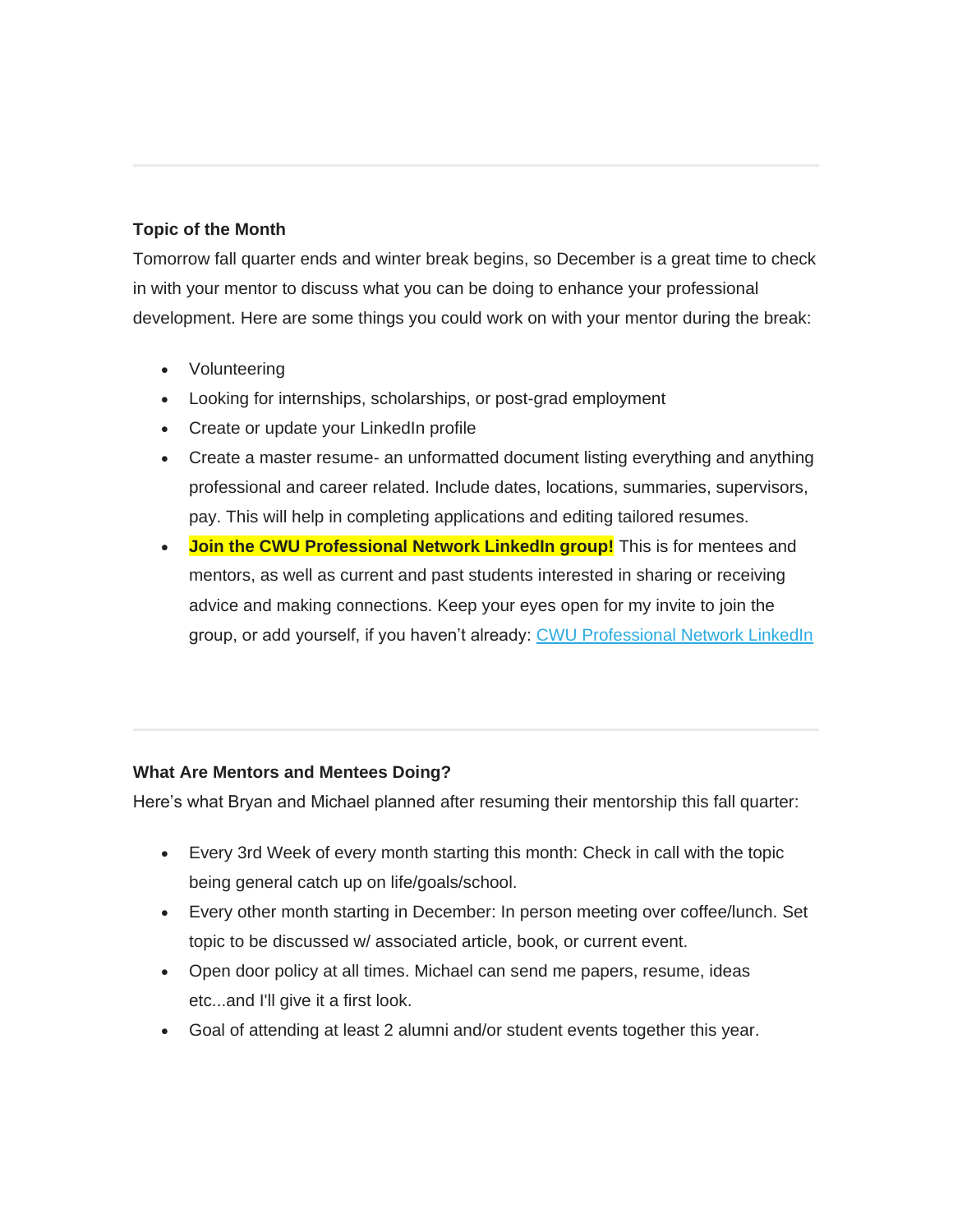---

**Topic of the Month**

Tomorrow fall quarter ends and winter break begins, so December is a great time to check in with your mentor to discuss what you can be doing to enhance your professional development. Here are some things you could work on with your mentor during the break:

- Volunteering
- Looking for internships, scholarships, or post-grad employment
- Create or update your LinkedIn profile
- Create a master resume- an unformatted document listing everything and anything professional and career related. Include dates, locations, summaries, supervisors, pay. This will help in completing applications and editing tailored resumes.
- **Join the CWU Professional Network LinkedIn group!** This is for mentees and mentors, as well as current and past students interested in sharing or receiving advice and making connections. Keep your eyes open for my invite to join the group, or add yourself, if you haven't already: CWU Professional Network LinkedIn

---

**What Are Mentors and Mentees Doing?**

Here's what Bryan and Michael planned after resuming their mentorship this fall quarter:

- Every 3rd Week of every month starting this month: Check in call with the topic being general catch up on life/goals/school.
- Every other month starting in December: In person meeting over coffee/lunch. Set topic to be discussed w/ associated article, book, or current event.
- Open door policy at all times. Michael can send me papers, resume, ideas etc...and I'll give it a first look.
- Goal of attending at least 2 alumni and/or student events together this year.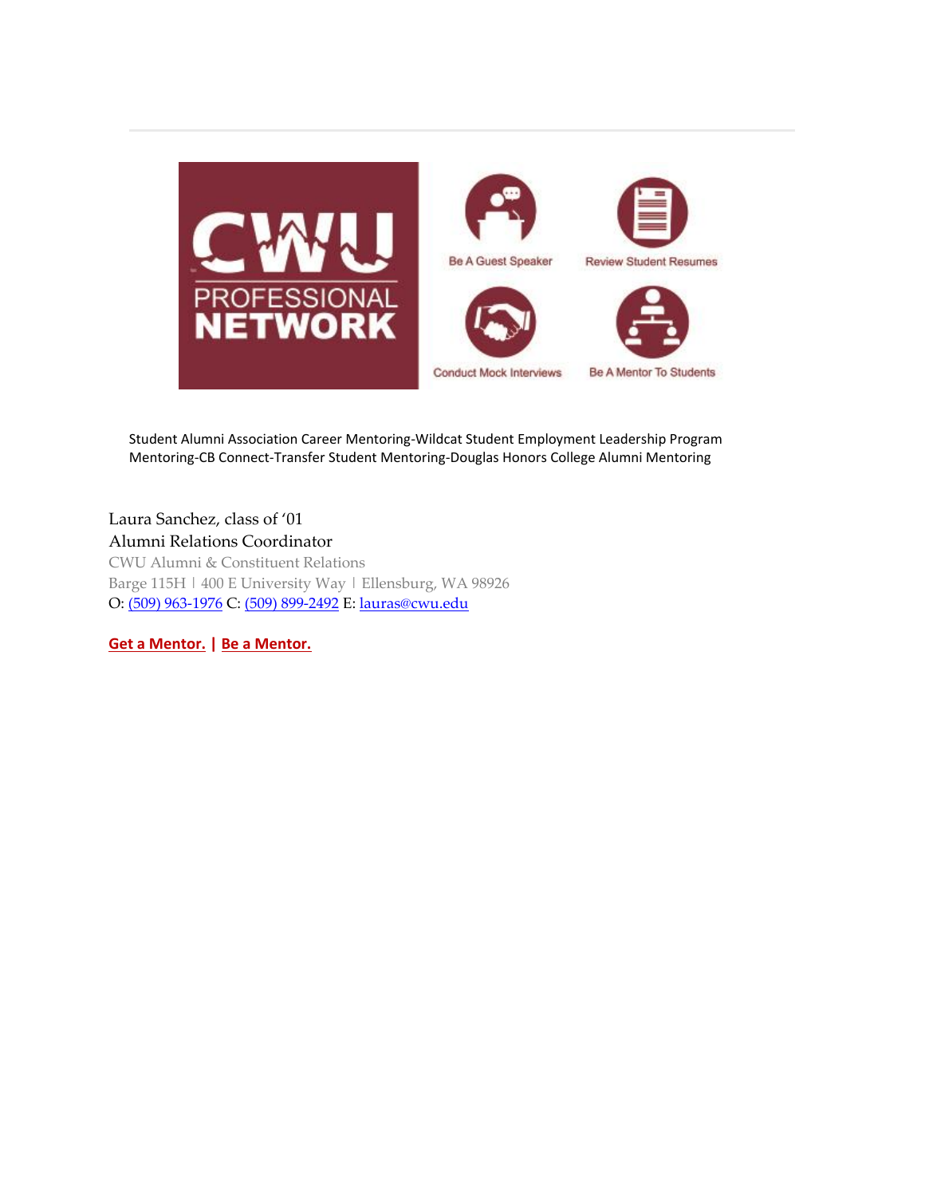CWU PROFESSIONAL NETWORK

Be A Guest Speaker

Review Student Resumes

Conduct Mock Interviews

Be A Mentor To Students

Student Alumni Association Career Mentoring-Wildcat Student Employment Leadership Program Mentoring-CB Connect-Transfer Student Mentoring-Douglas Honors College Alumni Mentoring

Laura Sanchez, class of '01
Alumni Relations Coordinator
CWU Alumni & Constituent Relations
Barge 115H | 400 E University Way | Ellensburg, WA 98926
O: (509) 963-1976 C: (509) 899-2492 E: lauras@cwu.edu

**Get a Mentor. | Be a Mentor.**